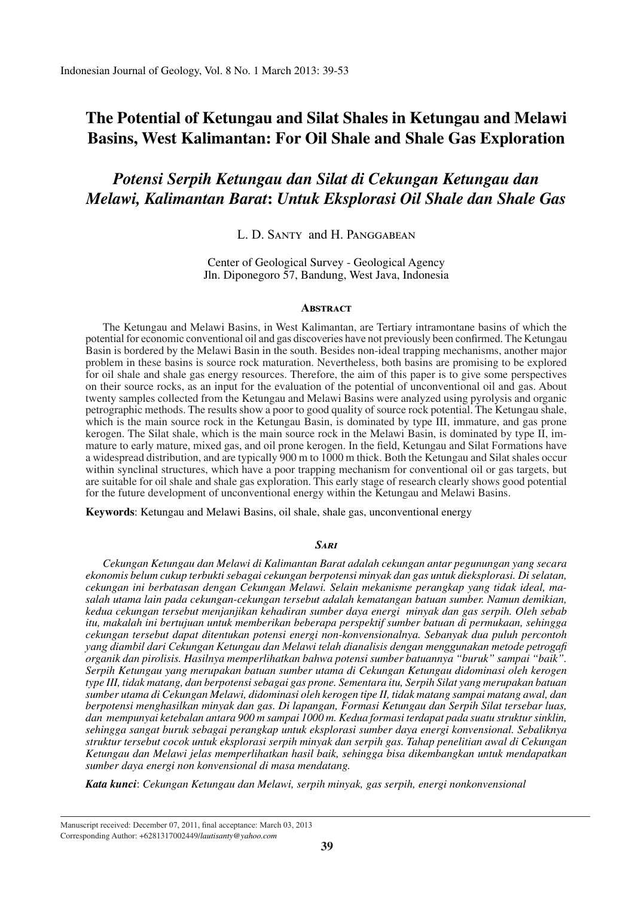# The Potential of Ketungau and Silat Shales in Ketungau and Melawi Basins, West Kalimantan: For Oil Shale and Shale Gas Exploration

## *Potensi Serpih Ketungau dan Silat di Cekungan Ketungau dan Melawi, Kalimantan Barat*: *Untuk Eksplorasi Oil Shale dan Shale Gas*

L. D. Santy and H. Panggabean

Center of Geological Survey - Geological Agency
Jln. Diponegoro 57, Bandung, West Java, Indonesia

### Abstract

The Ketungau and Melawi Basins, in West Kalimantan, are Tertiary intramontane basins of which the potential for economic conventional oil and gas discoveries have not previously been confirmed. The Ketungau Basin is bordered by the Melawi Basin in the south. Besides non-ideal trapping mechanisms, another major problem in these basins is source rock maturation. Nevertheless, both basins are promising to be explored for oil shale and shale gas energy resources. Therefore, the aim of this paper is to give some perspectives on their source rocks, as an input for the evaluation of the potential of unconventional oil and gas. About twenty samples collected from the Ketungau and Melawi Basins were analyzed using pyrolysis and organic petrographic methods. The results show a poor to good quality of source rock potential. The Ketungau shale, which is the main source rock in the Ketungau Basin, is dominated by type III, immature, and gas prone kerogen. The Silat shale, which is the main source rock in the Melawi Basin, is dominated by type II, immature to early mature, mixed gas, and oil prone kerogen. In the field, Ketungau and Silat Formations have a widespread distribution, and are typically 900 m to 1000 m thick. Both the Ketungau and Silat shales occur within synclinal structures, which have a poor trapping mechanism for conventional oil or gas targets, but are suitable for oil shale and shale gas exploration. This early stage of research clearly shows good potential for the future development of unconventional energy within the Ketungau and Melawi Basins.

**Keywords**: Ketungau and Melawi Basins, oil shale, shale gas, unconventional energy

### *Sari*

*Cekungan Ketungau dan Melawi di Kalimantan Barat adalah cekungan antar pegunungan yang secara ekonomis belum cukup terbukti sebagai cekungan berpotensi minyak dan gas untuk dieksplorasi. Di selatan, cekungan ini berbatasan dengan Cekungan Melawi. Selain mekanisme perangkap yang tidak ideal, masalah utama lain pada cekungan-cekungan tersebut adalah kematangan batuan sumber. Namun demikian, kedua cekungan tersebut menjanjikan kehadiran sumber daya energi minyak dan gas serpih. Oleh sebab itu, makalah ini bertujuan untuk memberikan beberapa perspektif sumber batuan di permukaan, sehingga cekungan tersebut dapat ditentukan potensi energi non-konvensionalnya. Sebanyak dua puluh percontoh yang diambil dari Cekungan Ketungau dan Melawi telah dianalisis dengan menggunakan metode petrogafi organik dan pirolisis. Hasilnya memperlihatkan bahwa potensi sumber batuannya "buruk" sampai "baik". Serpih Ketungau yang merupakan batuan sumber utama di Cekungan Ketungau didominasi oleh kerogen type III, tidak matang, dan berpotensi sebagai gas prone. Sementara itu, Serpih Silat yang merupakan batuan sumber utama di Cekungan Melawi, didominasi oleh kerogen tipe II, tidak matang sampai matang awal, dan berpotensi menghasilkan minyak dan gas. Di lapangan, Formasi Ketungau dan Serpih Silat tersebar luas, dan mempunyai ketebalan antara 900 m sampai 1000 m. Kedua formasi terdapat pada suatu struktur sinklin, sehingga sangat buruk sebagai perangkap untuk eksplorasi sumber daya energi konvensional. Sebaliknya struktur tersebut cocok untuk eksplorasi serpih minyak dan serpih gas. Tahap penelitian awal di Cekungan Ketungau dan Melawi jelas memperlihatkan hasil baik, sehingga bisa dikembangkan untuk mendapatkan sumber daya energi non konvensional di masa mendatang.*

***Kata kunci***: *Cekungan Ketungau dan Melawi, serpih minyak, gas serpih, energi nonkonvensional*

---

Manuscript received: December 07, 2011, final acceptance: March 03, 2013
Corresponding Author: +6281317002449/*lautisanty@yahoo.com*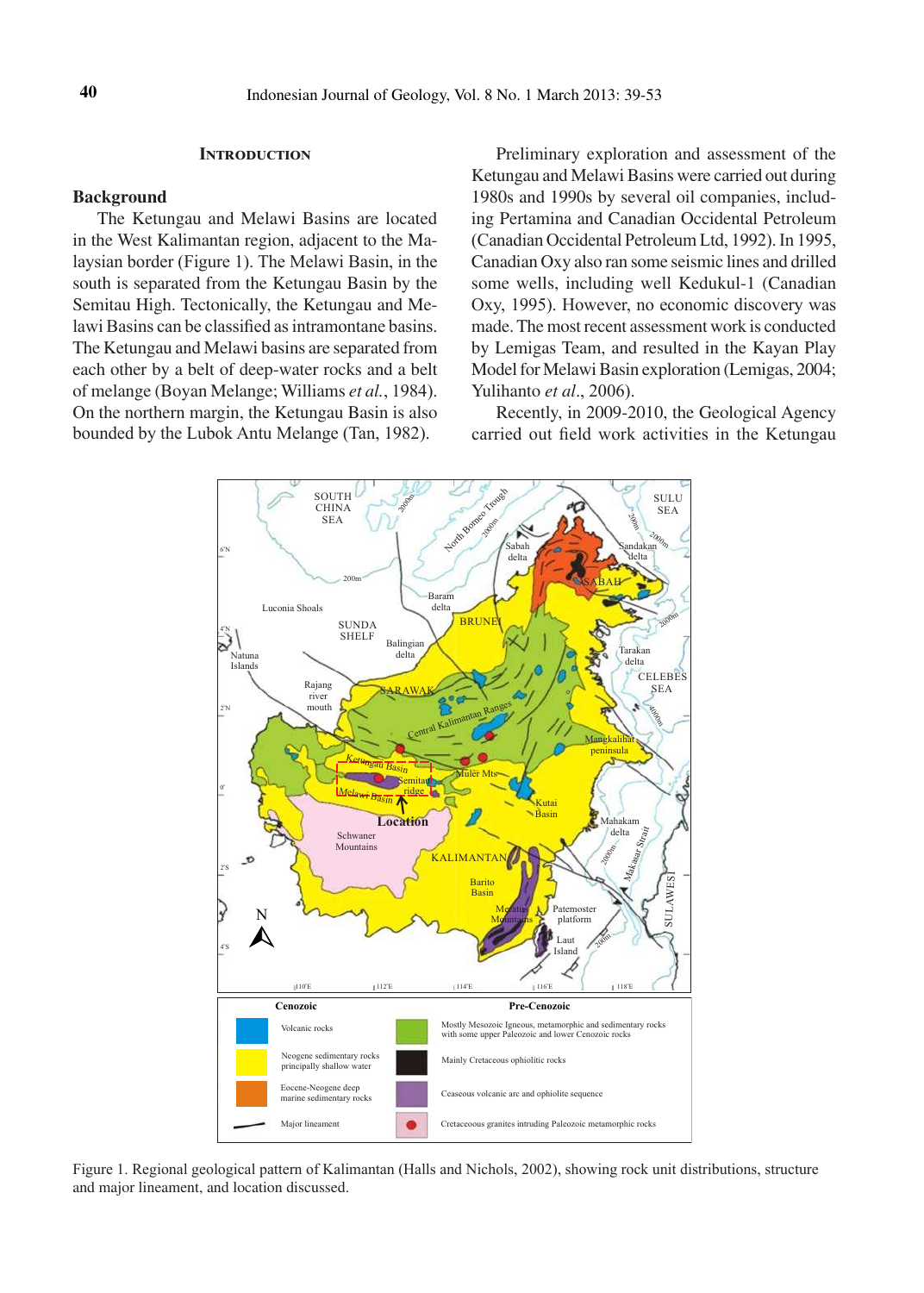## Introduction

### Background

The Ketungau and Melawi Basins are located in the West Kalimantan region, adjacent to the Malaysian border (Figure 1). The Melawi Basin, in the south is separated from the Ketungau Basin by the Semitau High. Tectonically, the Ketungau and Melawi Basins can be classified as intramontane basins. The Ketungau and Melawi basins are separated from each other by a belt of deep-water rocks and a belt of melange (Boyan Melange; Williams *et al.*, 1984). On the northern margin, the Ketungau Basin is also bounded by the Lubok Antu Melange (Tan, 1982).

Preliminary exploration and assessment of the Ketungau and Melawi Basins were carried out during 1980s and 1990s by several oil companies, including Pertamina and Canadian Occidental Petroleum (Canadian Occidental Petroleum Ltd, 1992). In 1995, Canadian Oxy also ran some seismic lines and drilled some wells, including well Kedukul-1 (Canadian Oxy, 1995). However, no economic discovery was made. The most recent assessment work is conducted by Lemigas Team, and resulted in the Kayan Play Model for Melawi Basin exploration (Lemigas, 2004; Yulihanto *et al*., 2006).

Recently, in 2009-2010, the Geological Agency carried out field work activities in the Ketungau

Figure 1. Regional geological pattern of Kalimantan (Halls and Nichols, 2002), showing rock unit distributions, structure and major lineament, and location discussed.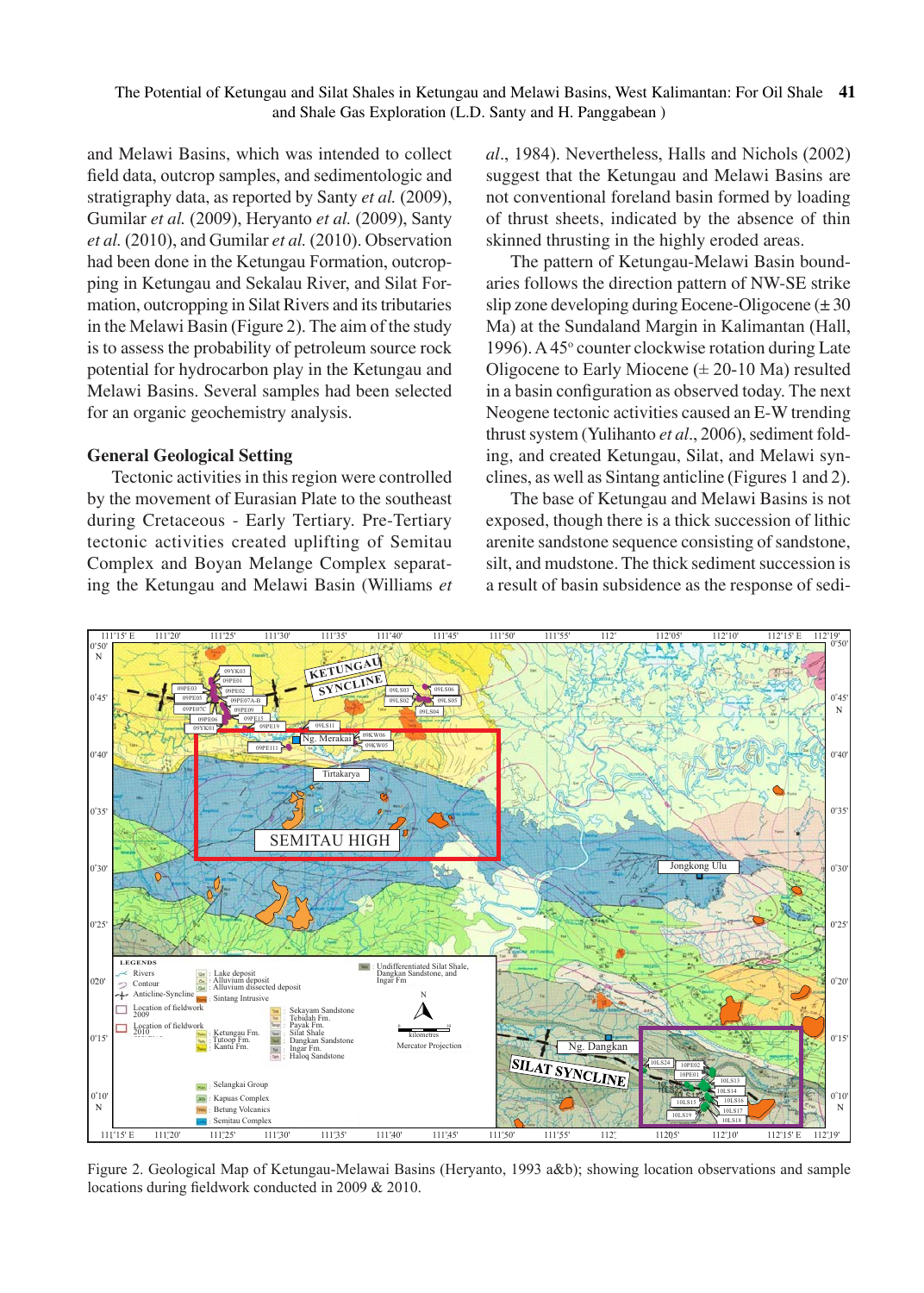and Melawi Basins, which was intended to collect field data, outcrop samples, and sedimentologic and stratigraphy data, as reported by Santy *et al.* (2009), Gumilar *et al.* (2009), Heryanto *et al.* (2009), Santy *et al.* (2010), and Gumilar *et al.* (2010). Observation had been done in the Ketungau Formation, outcropping in Ketungau and Sekalau River, and Silat Formation, outcropping in Silat Rivers and its tributaries in the Melawi Basin (Figure 2). The aim of the study is to assess the probability of petroleum source rock potential for hydrocarbon play in the Ketungau and Melawi Basins. Several samples had been selected for an organic geochemistry analysis.

## General Geological Setting

Tectonic activities in this region were controlled by the movement of Eurasian Plate to the southeast during Cretaceous - Early Tertiary. Pre-Tertiary tectonic activities created uplifting of Semitau Complex and Boyan Melange Complex separating the Ketungau and Melawi Basin (Williams *et al.*, 1984). Nevertheless, Halls and Nichols (2002) suggest that the Ketungau and Melawi Basins are not conventional foreland basin formed by loading of thrust sheets, indicated by the absence of thin skinned thrusting in the highly eroded areas.

The pattern of Ketungau-Melawi Basin boundaries follows the direction pattern of NW-SE strike slip zone developing during Eocene-Oligocene (± 30 Ma) at the Sundaland Margin in Kalimantan (Hall, 1996). A 45° counter clockwise rotation during Late Oligocene to Early Miocene (± 20-10 Ma) resulted in a basin configuration as observed today. The next Neogene tectonic activities caused an E-W trending thrust system (Yulihanto *et al*., 2006), sediment folding, and created Ketungau, Silat, and Melawi synclines, as well as Sintang anticline (Figures 1 and 2).

The base of Ketungau and Melawi Basins is not exposed, though there is a thick succession of lithic arenite sandstone sequence consisting of sandstone, silt, and mudstone. The thick sediment succession is a result of basin subsidence as the response of sedi-

Figure 2. Geological Map of Ketungau-Melawai Basins (Heryanto, 1993 a&b); showing location observations and sample locations during fieldwork conducted in 2009 & 2010.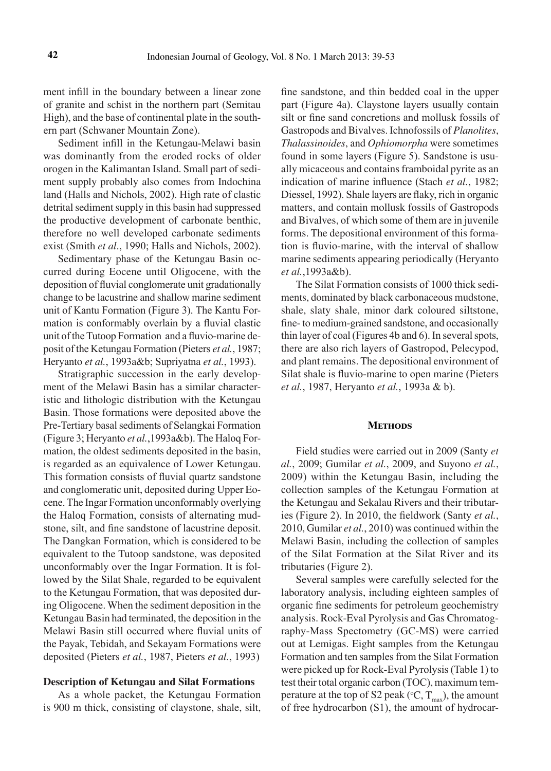ment infill in the boundary between a linear zone of granite and schist in the northern part (Semitau High), and the base of continental plate in the southern part (Schwaner Mountain Zone).

Sediment infill in the Ketungau-Melawi basin was dominantly from the eroded rocks of older orogen in the Kalimantan Island. Small part of sediment supply probably also comes from Indochina land (Halls and Nichols, 2002). High rate of clastic detrital sediment supply in this basin had suppressed the productive development of carbonate benthic, therefore no well developed carbonate sediments exist (Smith *et al*., 1990; Halls and Nichols, 2002).

Sedimentary phase of the Ketungau Basin occurred during Eocene until Oligocene, with the deposition of fluvial conglomerate unit gradationally change to be lacustrine and shallow marine sediment unit of Kantu Formation (Figure 3). The Kantu Formation is conformably overlain by a fluvial clastic unit of the Tutoop Formation and a fluvio-marine deposit of the Ketungau Formation (Pieters *et al.*, 1987; Heryanto *et al.*, 1993a&b; Supriyatna *et al.*, 1993).

Stratigraphic succession in the early development of the Melawi Basin has a similar characteristic and lithologic distribution with the Ketungau Basin. Those formations were deposited above the Pre-Tertiary basal sediments of Selangkai Formation (Figure 3; Heryanto *et al.*,1993a&b). The Haloq Formation, the oldest sediments deposited in the basin, is regarded as an equivalence of Lower Ketungau. This formation consists of fluvial quartz sandstone and conglomeratic unit, deposited during Upper Eocene. The Ingar Formation unconformably overlying the Haloq Formation, consists of alternating mudstone, silt, and fine sandstone of lacustrine deposit. The Dangkan Formation, which is considered to be equivalent to the Tutoop sandstone, was deposited unconformably over the Ingar Formation. It is followed by the Silat Shale, regarded to be equivalent to the Ketungau Formation, that was deposited during Oligocene. When the sediment deposition in the Ketungau Basin had terminated, the deposition in the Melawi Basin still occurred where fluvial units of the Payak, Tebidah, and Sekayam Formations were deposited (Pieters *et al.*, 1987, Pieters *et al.*, 1993)

### Description of Ketungau and Silat Formations

As a whole packet, the Ketungau Formation is 900 m thick, consisting of claystone, shale, silt, fine sandstone, and thin bedded coal in the upper part (Figure 4a). Claystone layers usually contain silt or fine sand concretions and mollusk fossils of Gastropods and Bivalves. Ichnofossils of *Planolites*, *Thalassinoides*, and *Ophiomorpha* were sometimes found in some layers (Figure 5). Sandstone is usually micaceous and contains framboidal pyrite as an indication of marine influence (Stach *et al.*, 1982; Diessel, 1992). Shale layers are flaky, rich in organic matters, and contain mollusk fossils of Gastropods and Bivalves, of which some of them are in juvenile forms. The depositional environment of this formation is fluvio-marine, with the interval of shallow marine sediments appearing periodically (Heryanto *et al.*,1993a&b).

The Silat Formation consists of 1000 thick sediments, dominated by black carbonaceous mudstone, shale, slaty shale, minor dark coloured siltstone, fine- to medium-grained sandstone, and occasionally thin layer of coal (Figures 4b and 6). In several spots, there are also rich layers of Gastropod, Pelecypod, and plant remains. The depositional environment of Silat shale is fluvio-marine to open marine (Pieters *et al.*, 1987, Heryanto *et al.*, 1993a & b).

## Methods

Field studies were carried out in 2009 (Santy *et al.*, 2009; Gumilar *et al.*, 2009, and Suyono *et al.*, 2009) within the Ketungau Basin, including the collection samples of the Ketungau Formation at the Ketungau and Sekalau Rivers and their tributaries (Figure 2). In 2010, the fieldwork (Santy *et al.*, 2010, Gumilar *et al.*, 2010) was continued within the Melawi Basin, including the collection of samples of the Silat Formation at the Silat River and its tributaries (Figure 2).

Several samples were carefully selected for the laboratory analysis, including eighteen samples of organic fine sediments for petroleum geochemistry analysis. Rock-Eval Pyrolysis and Gas Chromatography-Mass Spectometry (GC-MS) were carried out at Lemigas. Eight samples from the Ketungau Formation and ten samples from the Silat Formation were picked up for Rock-Eval Pyrolysis (Table 1) to test their total organic carbon (TOC), maximum temperature at the top of S2 peak ($^{o}C$, $T_{max}$), the amount of free hydrocarbon (S1), the amount of hydrocar-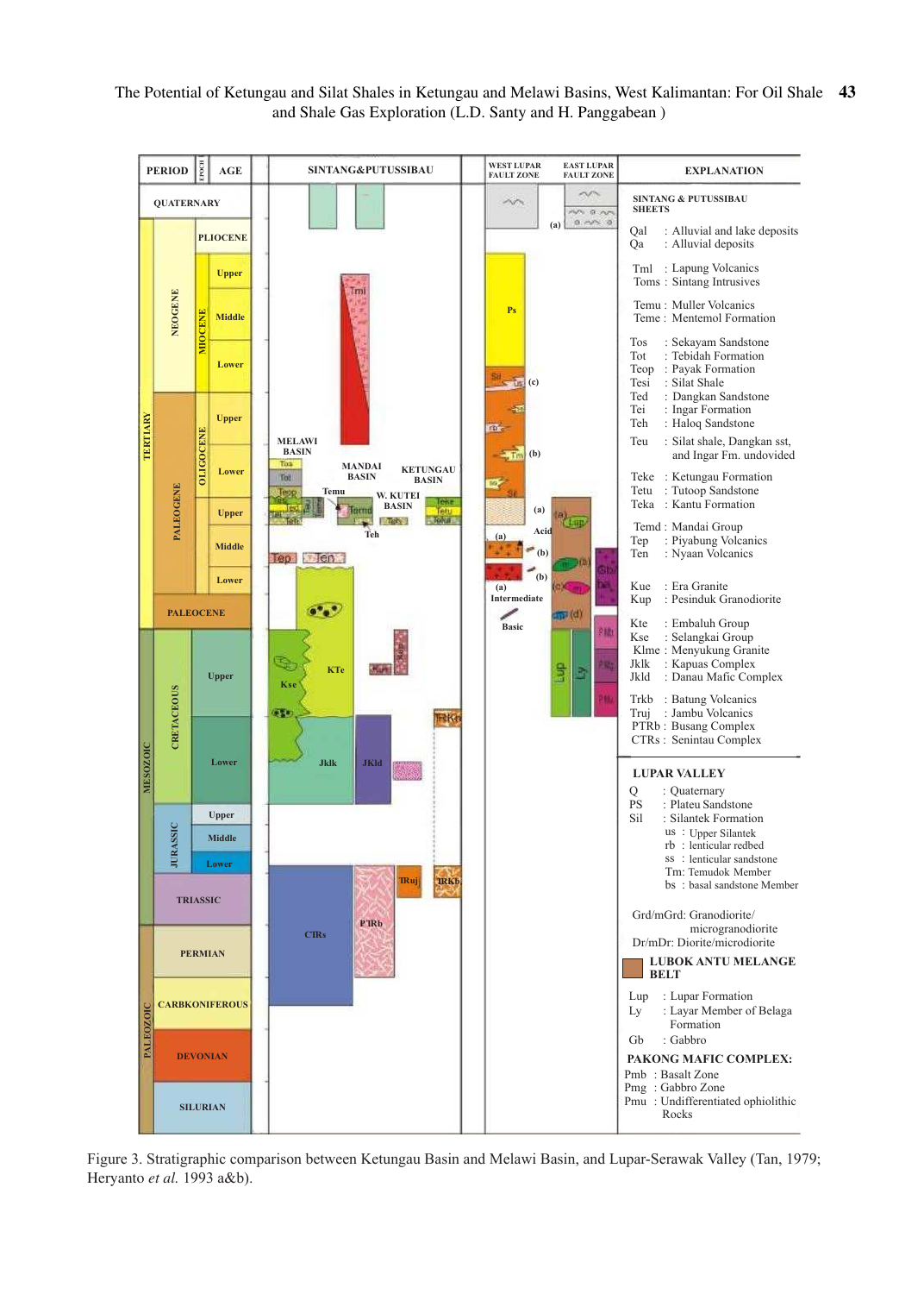**EXPLANATION**

**SINTANG & PUTUSSIBAU SHEETS**

- Qal : Alluvial and lake deposits
- Qa : Alluvial deposits
- Tml : Lapung Volcanics
- Toms : Sintang Intrusives
- Temu : Muller Volcanics
- Teme : Mentemol Formation
- Tos : Sekayam Sandstone
- Tot : Tebidah Formation
- Teop : Payak Formation
- Tesi : Silat Shale
- Ted : Dangkan Sandstone
- Tei : Ingar Formation
- Teh : Haloq Sandstone
- Teu : Silat shale, Dangkan sst, and Ingar Fm. undivided
- Teke : Ketungau Formation
- Tetu : Tutoop Sandstone
- Teka : Kantu Formation
- Temd : Mandai Group
- Tep : Piyabung Volcanics
- Ten : Nyaan Volcanics
- Kue : Era Granite
- Kup : Pesinduk Granodiorite
- Kte : Embaluh Group
- Kse : Selangkai Group
- Klme : Menyukung Granite
- Jklk : Kapuas Complex
- Jkld : Danau Mafic Complex
- Trkb : Batung Volcanics
- Truj : Jambu Volcanics
- PTRb : Busang Complex
- CTRs : Senintau Complex

**LUPAR VALLEY**

- Q : Quaternary
- PS : Plateu Sandstone
- Sil : Silantek Formation
  - us : Upper Silantek
  - rb : lenticular redbed
  - ss : lenticular sandstone
  - Tm: Temudok Member
  - bs : basal sandstone Member
- Grd/mGrd: Granodiorite/microgranodiorite
- Dr/mDr: Diorite/microdiorite

**LUBOK ANTU MELANGE BELT**

- Lup : Lupar Formation
- Ly : Layar Member of Belaga Formation
- Gb : Gabbro

**PAKONG MAFIC COMPLEX:**

- Pmb : Basalt Zone
- Pmg : Gabbro Zone
- Pmu : Undifferentiated ophiolithic Rocks

Figure 3. Stratigraphic comparison between Ketungau Basin and Melawi Basin, and Lupar-Serawak Valley (Tan, 1979; Heryanto *et al.* 1993 a&b).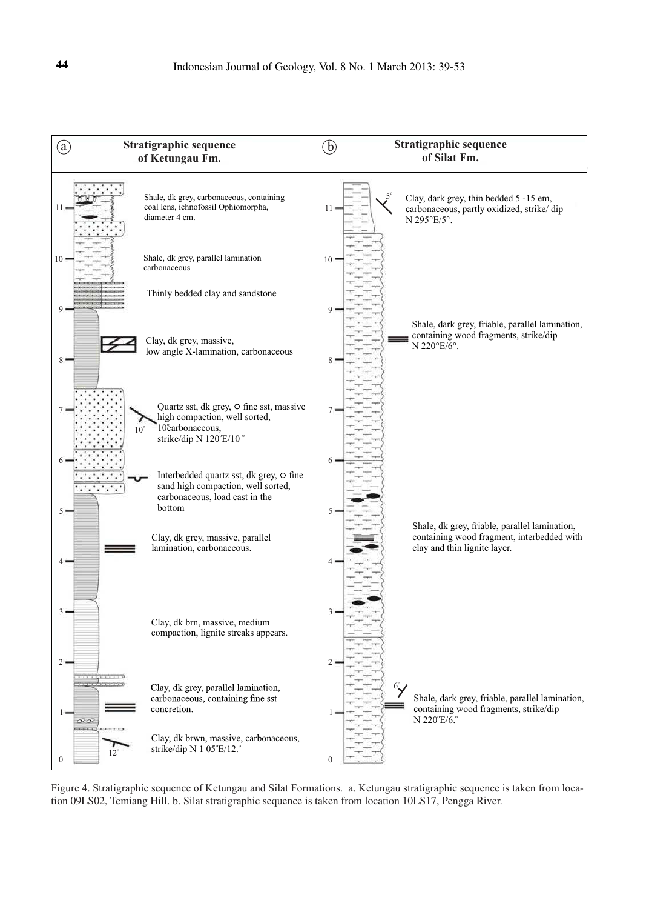**a** **Stratigraphic sequence of Ketungau Fm.**

- Shale, dk grey, carbonaceous, containing coal lens, ichnofossil Ophiomorpha, diameter 4 cm.
- Shale, dk grey, parallel lamination carbonaceous
- Thinly bedded clay and sandstone
- Clay, dk grey, massive, low angle X-lamination, carbonaceous
- Quartz sst, dk grey, ϕ fine sst, massive high compaction, well sorted, 10° carbonaceous, strike/dip N 120°E/10°
- Interbedded quartz sst, dk grey, ϕ fine sand high compaction, well sorted, carbonaceous, load cast in the bottom
- Clay, dk grey, massive, parallel lamination, carbonaceous.
- Clay, dk brn, massive, medium compaction, lignite streaks appears.
- Clay, dk grey, parallel lamination, carbonaceous, containing fine sst concretion.
- Clay, dk brwn, massive, carbonaceous, strike/dip N 1 05°E/12.°

**b** **Stratigraphic sequence of Silat Fm.**

- Clay, dark grey, thin bedded 5 -15 em, carbonaceous, partly oxidized, strike/ dip N 295°E/5°.
- Shale, dark grey, friable, parallel lamination, containing wood fragments, strike/dip N 220°E/6°.
- Shale, dk grey, friable, parallel lamination, containing wood fragment, interbedded with clay and thin lignite layer.
- Shale, dark grey, friable, parallel lamination, containing wood fragments, strike/dip N 220°E/6.°

Figure 4. Stratigraphic sequence of Ketungau and Silat Formations. a. Ketungau stratigraphic sequence is taken from location 09LS02, Temiang Hill. b. Silat stratigraphic sequence is taken from location 10LS17, Pengga River.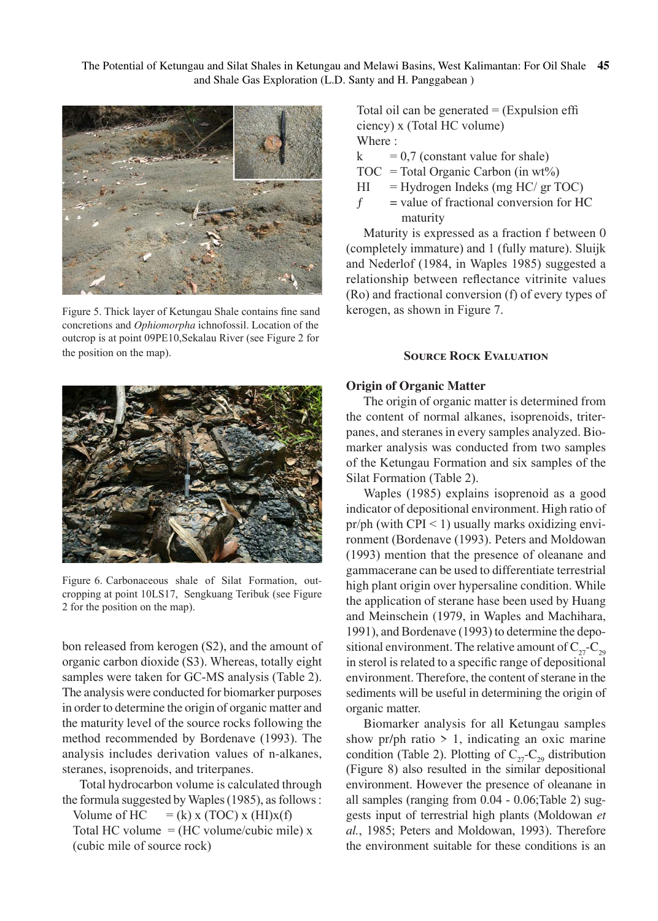Figure 5. Thick layer of Ketungau Shale contains fine sand concretions and *Ophiomorpha* ichnofossil. Location of the outcrop is at point 09PE10,Sekalau River (see Figure 2 for the position on the map).

Figure 6. Carbonaceous shale of Silat Formation, outcropping at point 10LS17, Sengkuang Teribuk (see Figure 2 for the position on the map).

bon released from kerogen (S2), and the amount of organic carbon dioxide (S3). Whereas, totally eight samples were taken for GC-MS analysis (Table 2). The analysis were conducted for biomarker purposes in order to determine the origin of organic matter and the maturity level of the source rocks following the method recommended by Bordenave (1993). The analysis includes derivation values of n-alkanes, steranes, isoprenoids, and triterpanes.

Total hydrocarbon volume is calculated through the formula suggested by Waples (1985), as follows :

Volume of HC = (k) x (TOC) x (HI)x(f)

Total HC volume = (HC volume/cubic mile) x (cubic mile of source rock)

Total oil can be generated = (Expulsion efficiency) x (Total HC volume)

Where :

k = 0,7 (constant value for shale)

TOC = Total Organic Carbon (in wt%)

HI = Hydrogen Indeks (mg HC/ gr TOC)

*f* = value of fractional conversion for HC maturity

Maturity is expressed as a fraction f between 0 (completely immature) and 1 (fully mature). Sluijk and Nederlof (1984, in Waples 1985) suggested a relationship between reflectance vitrinite values (Ro) and fractional conversion (f) of every types of kerogen, as shown in Figure 7.

## Source Rock Evaluation

### Origin of Organic Matter

The origin of organic matter is determined from the content of normal alkanes, isoprenoids, triterpanes, and steranes in every samples analyzed. Biomarker analysis was conducted from two samples of the Ketungau Formation and six samples of the Silat Formation (Table 2).

Waples (1985) explains isoprenoid as a good indicator of depositional environment. High ratio of pr/ph (with CPI < 1) usually marks oxidizing environment (Bordenave (1993). Peters and Moldowan (1993) mention that the presence of oleanane and gammacerane can be used to differentiate terrestrial high plant origin over hypersaline condition. While the application of sterane hase been used by Huang and Meinschein (1979, in Waples and Machihara, 1991), and Bordenave (1993) to determine the depositional environment. The relative amount of $C_{27}$-$C_{29}$ in sterol is related to a specific range of depositional environment. Therefore, the content of sterane in the sediments will be useful in determining the origin of organic matter.

Biomarker analysis for all Ketungau samples show pr/ph ratio > 1, indicating an oxic marine condition (Table 2). Plotting of $C_{27}$-$C_{29}$ distribution (Figure 8) also resulted in the similar depositional environment. However the presence of oleanane in all samples (ranging from 0.04 - 0.06;Table 2) suggests input of terrestrial high plants (Moldowan *et al.*, 1985; Peters and Moldowan, 1993). Therefore the environment suitable for these conditions is an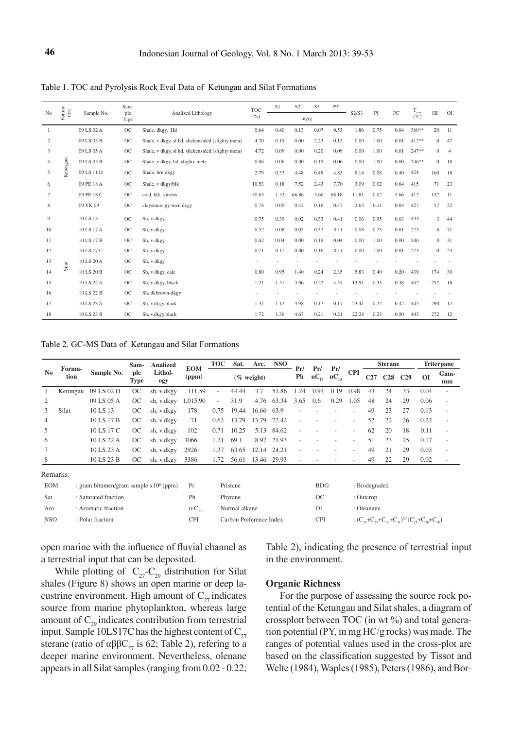Table 1. TOC and Pyrolysis Rock Eval Data of Ketungau and Silat Formations

| No | Formation | Sample No. | Sample Tipe | Analized Lithology | TOC (%) | S1 | S2 | S3 | PY | S2/S3 | PI | PC | $T_{max}$ (°C) | HI | OI |
|---|---|---|---|---|---|---|---|---|---|---|---|---|---|---|---|
| | | | | | | mg/g | | | | | | | | | |
| 1 | Ketungau | 09 LS 02 A | OC | Shale, dkgy, Hd | 0.64 | 0.40 | 0.13 | 0.07 | 0.53 | 1.86 | 0.75 | 0.04 | 360** | 20 | 11 |
| 2 | | 09 LS 03 B | OC | Shale, v dkgy, sl hd, slickensided (slighty meta) | 4.70 | 0.15 | 0.00 | 2.23 | 0.15 | 0.00 | 1.00 | 0.01 | 412** | 0 | 47 |
| 3 | | 09 LS 05 A | OC | Shale, v dkgy, sl hd, slickensided (slighty meta) | 4.72 | 0.09 | 0.00 | 0.20 | 0.09 | 0.00 | 1.00 | 0.01 | 247** | 0 | 4 |
| 4 | | 09 LS 05 B | OC | Shale, v dkgy, hd, slighty meta | 0.86 | 0.06 | 0.00 | 0.15 | 0.06 | 0.00 | 1.00 | 0.00 | 246** | 0 | 18 |
| 5 | | 09 LS 11 D | OC | Shale, brn dkgy | 2.79 | 0.37 | 4.48 | 0.49 | 4.85 | 9.14 | 0.08 | 0.40 | 424 | 160 | 18 |
| 6 | | 09 PE 18 A | OC | Shale, v dkgy/blk | 10.53 | 0.18 | 7.52 | 2.43 | 7.70 | 3.09 | 0.02 | 0.64 | 415 | 71 | 23 |
| 7 | | 09 PE 18 C | OC | coal, blk, vitreos | 50.63 | 1.32 | 66.86 | 5.66 | 68.18 | 11.81 | 0.02 | 5.66 | 412 | 132 | 11 |
| 8 | | 09 YK 09 | OC | claystone, gy-med dkgy | 0.74 | 0.05 | 0.42 | 0.16 | 0.47 | 2.63 | 0.11 | 0.04 | 427 | 57 | 22 |
| 9 | Silat | 10 LS 13 | OC | Sh, v dkgy | 0.75 | 0.39 | 0.02 | 0.33 | 0.41 | 0.06 | 0.95 | 0.03 | 433 | 3 | 44 |
| 10 | | 10 LS 17 A | OC | Sh, v dkgy | 0.52 | 0.08 | 0.03 | 0.37 | 0.11 | 0.08 | 0.73 | 0.01 | 273 | 6 | 71 |
| 11 | | 10 LS 17 B | OC | Sh, v dkgy | 0.62 | 0.04 | 0.00 | 0.19 | 0.04 | 0.00 | 1.00 | 0.00 | 246 | 0 | 31 |
| 12 | | 10 LS 17 C | OC | Sh, v dkgy | 0.71 | 0.11 | 0.00 | 0.16 | 0.11 | 0.00 | 1.00 | 0.01 | 273 | 0 | 23 |
| 13 | | 10 LS 20 A | OC | Sh, v dkgy | - | - | - | - | - | - | - | - | - | - | - |
| 14 | | 10 LS 20 B | OC | Sh, v dkgy, calc | 0.80 | 0.95 | 1.40 | 0.24 | 2.35 | 5.83 | 0.40 | 0.20 | 439 | 174 | 30 |
| 15 | | 10 LS 22 A | OC | Sh, v dkgy, black | 1.21 | 1.51 | 3.06 | 0.22 | 4.57 | 13.91 | 0.33 | 0.38 | 442 | 252 | 18 |
| 16 | | 10 LS 22 B | OC | Sh, dkbrown-dkgy | - | - | - | - | - | - | - | - | - | - | - |
| 17 | | 10 LS 23 A | OC | Sh, v.dkgy.black | 1.37 | 1.12 | 3.98 | 0.17 | 0.17 | 23.41 | 0.22 | 0.42 | 445 | 290 | 12 |
| 18 | | 10 LS 23 B | OC | Sh, v.dkgy.black | 1.72 | 1.36 | 4.67 | 0.21 | 0.21 | 22.24 | 0.23 | 0.50 | 443 | 272 | 12 |

Table 2. GC-MS Data of Ketungau and Silat Formations

| No | Formation | Sample No. | Sample Type | Analized Lithology | EOM (ppm) | TOC | Sat. | Arc. | NSO | Pr/Ph | Pr/$nC_{17}$ | Pr/$nC_{13}$ | CPI | Sterane | | | Triterpane | |
|---|---|---|---|---|---|---|---|---|---|---|---|---|---|---|---|---|---|---|
| | | | | | | (% weight) | | | | | | | | C27 | C28 | C29 | OI | Gammm |
| 1 | Ketungau | 09 LS 02 D | OC | sh, v.dkgy | 111.59 | - | 44.44 | 3.7 | 51.86 | 1.24 | 0.94 | 0.19 | 0.98 | 43 | 24 | 33 | 0.04 | - |
| 2 | | 09 LS 05 A | OC | sh, v.dkgy | 1.015.90 | - | 31.9 | 4.76 | 63.34 | 3.65 | 0.6 | 0.29 | 1.05 | 48 | 24 | 29 | 0.06 | - |
| 3 | Silat | 10 LS 13 | OC | sh, v.dkgy | 178 | 0.75 | 19.44 | 16.66 | 63.9 | - | - | - | - | 49 | 23 | 27 | 0.13 | - |
| 4 | | 10 LS 17 B | OC | sh, v.dkgy | 71 | 0.62 | 13.79 | 13.79 | 72.42 | - | - | - | - | 52 | 22 | 26 | 0.22 | - |
| 5 | | 10 LS 17 C | OC | sh, v.dkgy | 102 | 0.71 | 10.25 | 5.13 | 84.62 | - | - | - | - | 62 | 20 | 18 | 0.11 | - |
| 6 | | 10 LS 22 A | OC | sh, v.dkgy | 3066 | 1.21 | 69.1 | 8.97 | 21.93 | - | - | - | - | 51 | 23 | 25 | 0.17 | - |
| 7 | | 10 LS 23 A | OC | sh, v.dkgy | 2926 | 1.37 | 63.65 | 12.14 | 24.21 | - | - | - | - | 49 | 21 | 29 | 0.03 | - |
| 8 | | 10 LS 23 B | OC | sh, v.dkgy | 3386 | 1.72 | 56.61 | 13.46 | 29.93 | - | - | - | - | 49 | 22 | 29 | 0.02 | - |

Remarks:

| | | | | | | | |
|---|---|---|---|---|---|---|---|
| EOM | : gram bitumen/gram sample x10[6] (ppm) | Pr | : Pristane | BDG | : Biodegraded | | |
| Sat | : Saturated fraction | Ph | : Phytane | OC | : Outcrop | | |
| Aro | : Aromatic fraction | n-$C_{17}$ | : Normal alkane | OI | : Oleanane | | |
| NSO | : Polar fraction | CPI | : Carbon Preference Index | CPI | : $(C_{25}+C_{27}+C_{29}+C_{31})^{/2*}(C_{25}+C_{28}+C_{30})$ | | |

open marine with the influence of fluvial channel as a terrestrial input that can be deposited.

While plotting of $C_{27}$-$C_{29}$ distribution for Silat shales (Figure 8) shows an open marine or deep lacustrine environment. High amount of $C_{27}$ indicates source from marine phytoplankton, whereas large amount of $C_{29}$ indicates contribution from terrestrial input. Sample 10LS17C has the highest content of $C_{27}$ sterane (ratio of $\alpha\beta\beta C_{27}$ is 62; Table 2), refering to a deeper marine environment. Nevertheless, olenane appears in all Silat samples (ranging from 0.02 - 0.22; Table 2), indicating the presence of terrestrial input in the environment.

## Organic Richness

For the purpose of assessing the source rock potential of the Ketungau and Silat shales, a diagram of crossplott between TOC (in wt %) and total generation potential (PY, in mg HC/g rocks) was made. The ranges of potential values used in the cross-plot are based on the classification suggested by Tissot and Welte (1984), Waples (1985), Peters (1986), and Bor-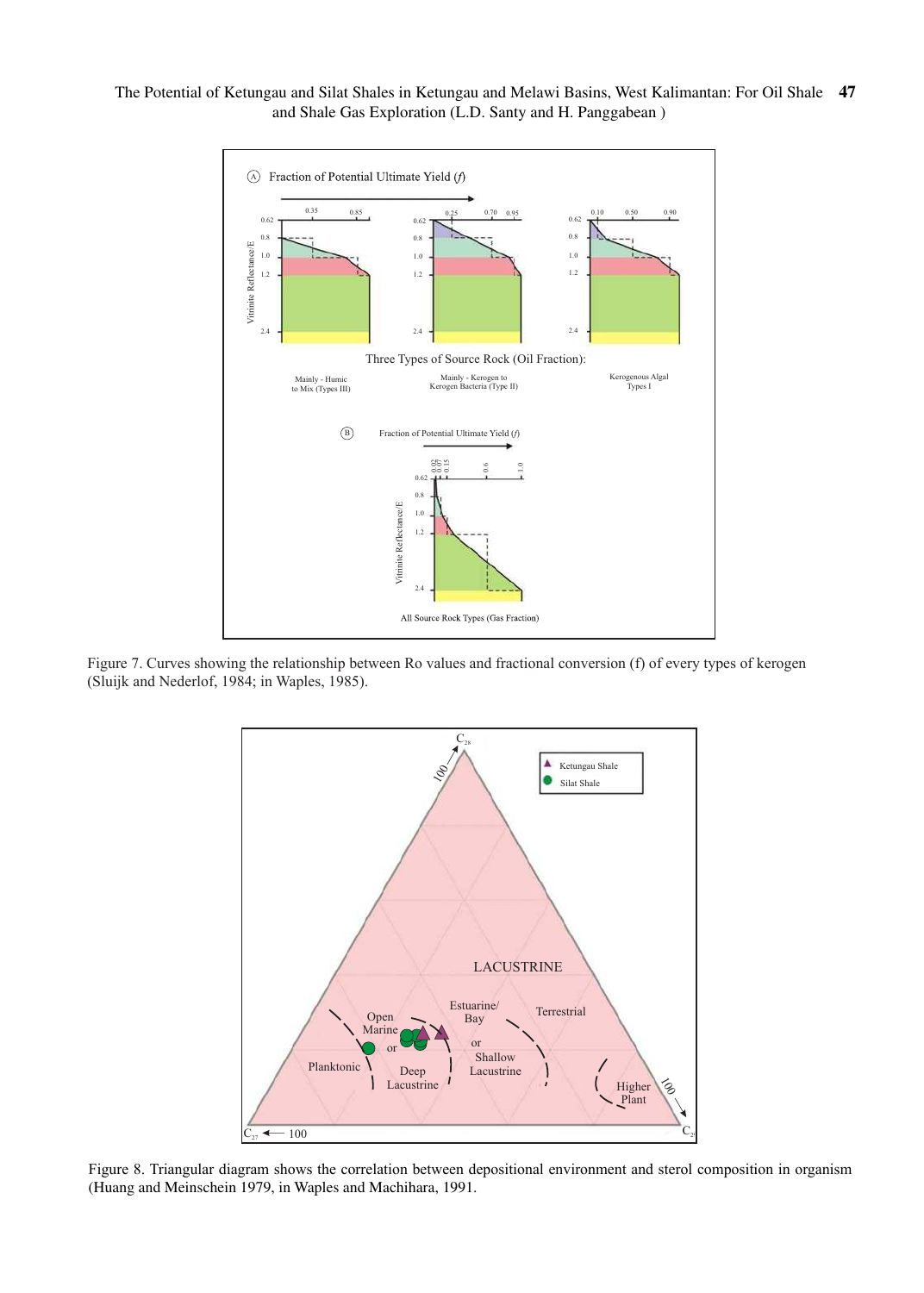Figure 7. Curves showing the relationship between Ro values and fractional conversion (f) of every types of kerogen (Sluijk and Nederlof, 1984; in Waples, 1985).

Figure 8. Triangular diagram shows the correlation between depositional environment and sterol composition in organism (Huang and Meinschein 1979, in Waples and Machihara, 1991.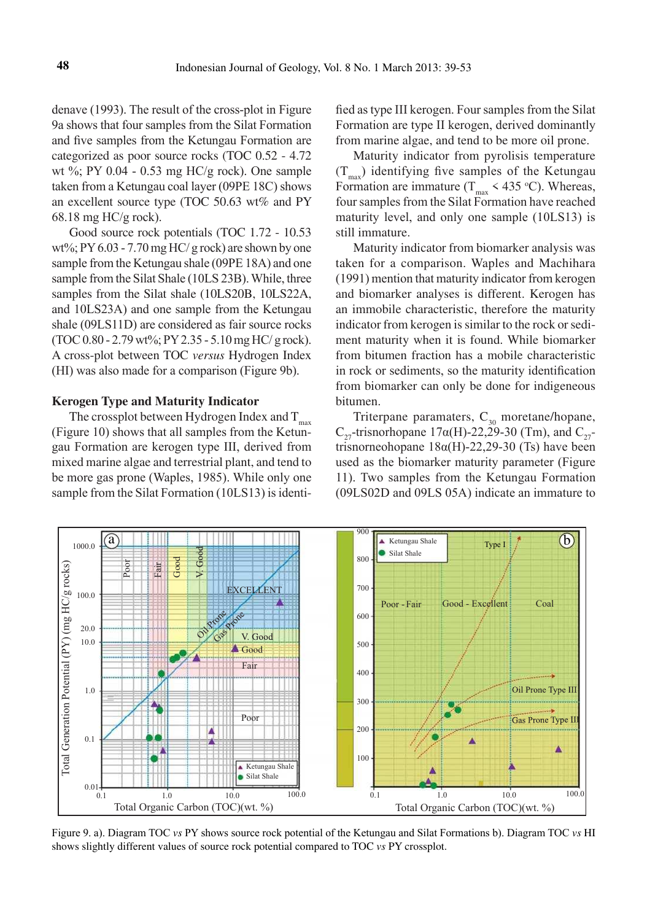denave (1993). The result of the cross-plot in Figure 9a shows that four samples from the Silat Formation and five samples from the Ketungau Formation are categorized as poor source rocks (TOC 0.52 - 4.72 wt %; PY 0.04 - 0.53 mg HC/g rock). One sample taken from a Ketungau coal layer (09PE 18C) shows an excellent source type (TOC 50.63 wt% and PY 68.18 mg HC/g rock).

Good source rock potentials (TOC 1.72 - 10.53 wt%; PY 6.03 - 7.70 mg HC/ g rock) are shown by one sample from the Ketungau shale (09PE 18A) and one sample from the Silat Shale (10LS 23B). While, three samples from the Silat shale (10LS20B, 10LS22A, and 10LS23A) and one sample from the Ketungau shale (09LS11D) are considered as fair source rocks (TOC 0.80 - 2.79 wt%; PY 2.35 - 5.10 mg HC/ g rock). A cross-plot between TOC *versus* Hydrogen Index (HI) was also made for a comparison (Figure 9b).

## Kerogen Type and Maturity Indicator

The crossplot between Hydrogen Index and $T_{max}$ (Figure 10) shows that all samples from the Ketungau Formation are kerogen type III, derived from mixed marine algae and terrestrial plant, and tend to be more gas prone (Waples, 1985). While only one sample from the Silat Formation (10LS13) is identified as type III kerogen. Four samples from the Silat Formation are type II kerogen, derived dominantly from marine algae, and tend to be more oil prone.

Maturity indicator from pyrolisis temperature ($T_{max}$) identifying five samples of the Ketungau Formation are immature ($T_{max}$ < 435 °C). Whereas, four samples from the Silat Formation have reached maturity level, and only one sample (10LS13) is still immature.

Maturity indicator from biomarker analysis was taken for a comparison. Waples and Machihara (1991) mention that maturity indicator from kerogen and biomarker analyses is different. Kerogen has an immobile characteristic, therefore the maturity indicator from kerogen is similar to the rock or sediment maturity when it is found. While biomarker from bitumen fraction has a mobile characteristic in rock or sediments, so the maturity identification from biomarker can only be done for indigeneous bitumen.

Triterpane paramaters, $C_{30}$ moretane/hopane, $C_{27}$-trisnorhopane 17α(H)-22,29-30 (Tm), and $C_{27}$-trisnorneohopane 18α(H)-22,29-30 (Ts) have been used as the biomarker maturity parameter (Figure 11). Two samples from the Ketungau Formation (09LS02D and 09LS 05A) indicate an immature to

Figure 9. a). Diagram TOC *vs* PY shows source rock potential of the Ketungau and Silat Formations b). Diagram TOC *vs* HI shows slightly different values of source rock potential compared to TOC *vs* PY crossplot.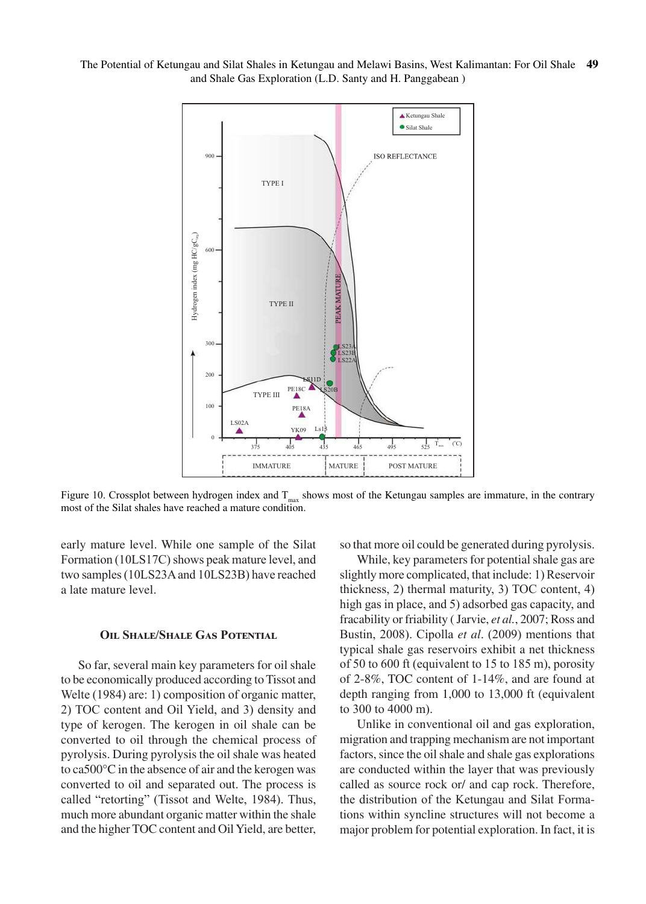Figure 10. Crossplot between hydrogen index and $T_{max}$ shows most of the Ketungau samples are immature, in the contrary most of the Silat shales have reached a mature condition.

early mature level. While one sample of the Silat Formation (10LS17C) shows peak mature level, and two samples (10LS23A and 10LS23B) have reached a late mature level.

### Oil Shale/Shale Gas Potential

So far, several main key parameters for oil shale to be economically produced according to Tissot and Welte (1984) are: 1) composition of organic matter, 2) TOC content and Oil Yield, and 3) density and type of kerogen. The kerogen in oil shale can be converted to oil through the chemical process of pyrolysis. During pyrolysis the oil shale was heated to ca500°C in the absence of air and the kerogen was converted to oil and separated out. The process is called "retorting" (Tissot and Welte, 1984). Thus, much more abundant organic matter within the shale and the higher TOC content and Oil Yield, are better, so that more oil could be generated during pyrolysis.

While, key parameters for potential shale gas are slightly more complicated, that include: 1) Reservoir thickness, 2) thermal maturity, 3) TOC content, 4) high gas in place, and 5) adsorbed gas capacity, and fracability or friability ( Jarvie, *et al.*, 2007; Ross and Bustin, 2008). Cipolla *et al*. (2009) mentions that typical shale gas reservoirs exhibit a net thickness of 50 to 600 ft (equivalent to 15 to 185 m), porosity of 2-8%, TOC content of 1-14%, and are found at depth ranging from 1,000 to 13,000 ft (equivalent to 300 to 4000 m).

Unlike in conventional oil and gas exploration, migration and trapping mechanism are not important factors, since the oil shale and shale gas explorations are conducted within the layer that was previously called as source rock or/ and cap rock. Therefore, the distribution of the Ketungau and Silat Formations within syncline structures will not become a major problem for potential exploration. In fact, it is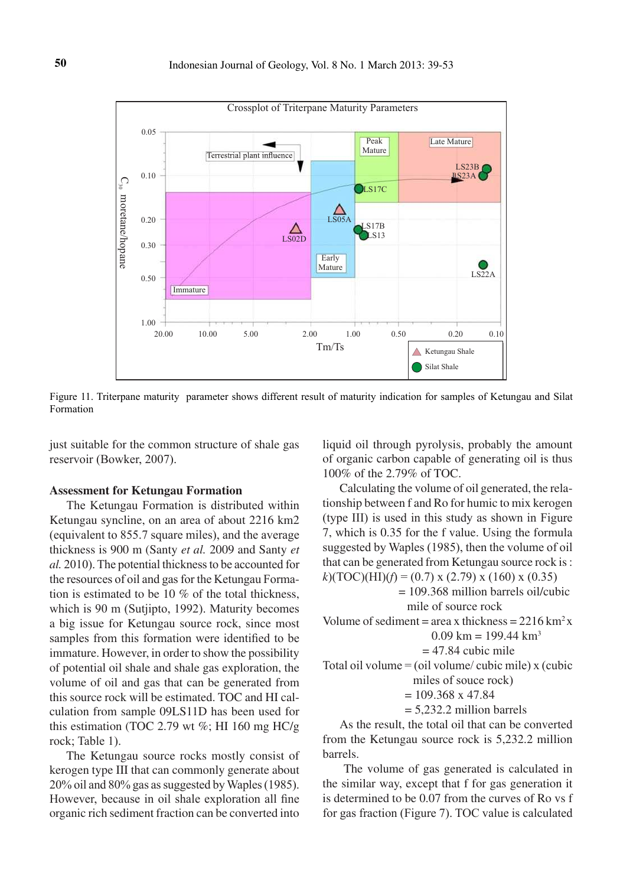Figure 11. Triterpane maturity parameter shows different result of maturity indication for samples of Ketungau and Silat Formation

just suitable for the common structure of shale gas reservoir (Bowker, 2007).

### Assessment for Ketungau Formation

The Ketungau Formation is distributed within Ketungau syncline, on an area of about 2216 km2 (equivalent to 855.7 square miles), and the average thickness is 900 m (Santy *et al.* 2009 and Santy *et al.* 2010). The potential thickness to be accounted for the resources of oil and gas for the Ketungau Formation is estimated to be 10 % of the total thickness, which is 90 m (Sutjipto, 1992). Maturity becomes a big issue for Ketungau source rock, since most samples from this formation were identified to be immature. However, in order to show the possibility of potential oil shale and shale gas exploration, the volume of oil and gas that can be generated from this source rock will be estimated. TOC and HI calculation from sample 09LS11D has been used for this estimation (TOC 2.79 wt %; HI 160 mg HC/g rock; Table 1).

The Ketungau source rocks mostly consist of kerogen type III that can commonly generate about 20% oil and 80% gas as suggested by Waples (1985). However, because in oil shale exploration all fine organic rich sediment fraction can be converted into liquid oil through pyrolysis, probably the amount of organic carbon capable of generating oil is thus 100% of the 2.79% of TOC.

Calculating the volume of oil generated, the relationship between f and Ro for humic to mix kerogen (type III) is used in this study as shown in Figure 7, which is 0.35 for the f value. Using the formula suggested by Waples (1985), then the volume of oil that can be generated from Ketungau source rock is :

$k$)(TOC)(HI)($f$) = (0.7) x (2.79) x (160) x (0.35)
= 109.368 million barrels oil/cubic mile of source rock

Volume of sediment = area x thickness = 2216 $km^2$ x 0.09 km = 199.44 $km^3$
= 47.84 cubic mile

Total oil volume = (oil volume/ cubic mile) x (cubic miles of souce rock)
= 109.368 x 47.84
= 5,232.2 million barrels

As the result, the total oil that can be converted from the Ketungau source rock is 5,232.2 million barrels.

The volume of gas generated is calculated in the similar way, except that f for gas generation it is determined to be 0.07 from the curves of Ro vs f for gas fraction (Figure 7). TOC value is calculated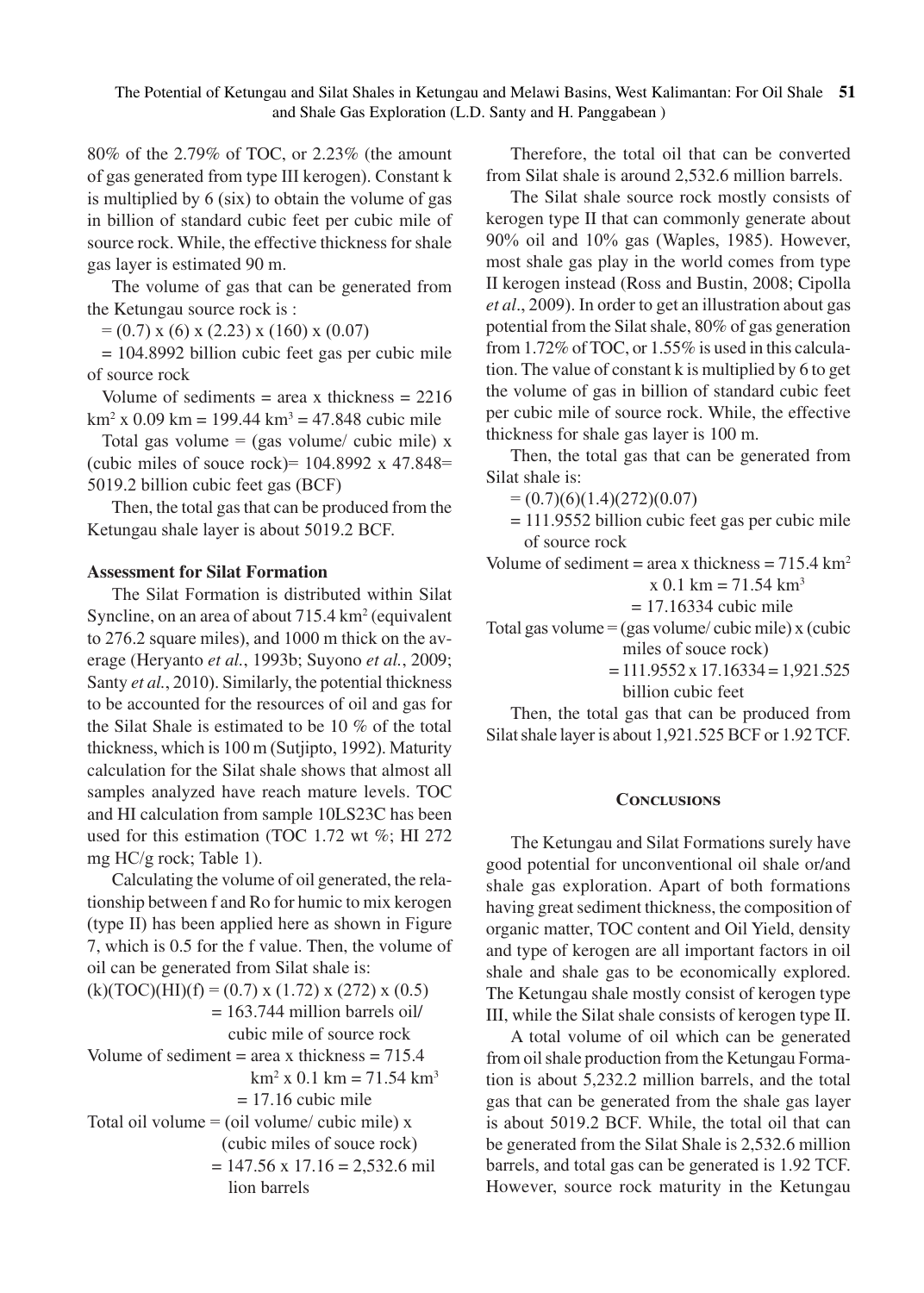80% of the 2.79% of TOC, or 2.23% (the amount of gas generated from type III kerogen). Constant k is multiplied by 6 (six) to obtain the volume of gas in billion of standard cubic feet per cubic mile of source rock. While, the effective thickness for shale gas layer is estimated 90 m.

The volume of gas that can be generated from the Ketungau source rock is :

= (0.7) x (6) x (2.23) x (160) x (0.07)

= 104.8992 billion cubic feet gas per cubic mile of source rock

Volume of sediments = area x thickness = 2216 $km^2$ x 0.09 km = 199.44 $km^3$ = 47.848 cubic mile

Total gas volume = (gas volume/ cubic mile) x (cubic miles of souce rock)= 104.8992 x 47.848= 5019.2 billion cubic feet gas (BCF)

Then, the total gas that can be produced from the Ketungau shale layer is about 5019.2 BCF.

### Assessment for Silat Formation

The Silat Formation is distributed within Silat Syncline, on an area of about 715.4 $km^2$ (equivalent to 276.2 square miles), and 1000 m thick on the average (Heryanto *et al.*, 1993b; Suyono *et al.*, 2009; Santy *et al.*, 2010). Similarly, the potential thickness to be accounted for the resources of oil and gas for the Silat Shale is estimated to be 10 % of the total thickness, which is 100 m (Sutjipto, 1992). Maturity calculation for the Silat shale shows that almost all samples analyzed have reach mature levels. TOC and HI calculation from sample 10LS23C has been used for this estimation (TOC 1.72 wt %; HI 272 mg HC/g rock; Table 1).

Calculating the volume of oil generated, the relationship between f and Ro for humic to mix kerogen (type II) has been applied here as shown in Figure 7, which is 0.5 for the f value. Then, the volume of oil can be generated from Silat shale is:

(k)(TOC)(HI)(f) = (0.7) x (1.72) x (272) x (0.5)
= 163.744 million barrels oil/ cubic mile of source rock

Volume of sediment = area x thickness = 715.4 $km^2$ x 0.1 km = 71.54 $km^3$
= 17.16 cubic mile

Total oil volume = (oil volume/ cubic mile) x (cubic miles of souce rock)
= 147.56 x 17.16 = 2,532.6 million barrels

Therefore, the total oil that can be converted from Silat shale is around 2,532.6 million barrels.

The Silat shale source rock mostly consists of kerogen type II that can commonly generate about 90% oil and 10% gas (Waples, 1985). However, most shale gas play in the world comes from type II kerogen instead (Ross and Bustin, 2008; Cipolla *et al*., 2009). In order to get an illustration about gas potential from the Silat shale, 80% of gas generation from 1.72% of TOC, or 1.55% is used in this calculation. The value of constant k is multiplied by 6 to get the volume of gas in billion of standard cubic feet per cubic mile of source rock. While, the effective thickness for shale gas layer is 100 m.

Then, the total gas that can be generated from Silat shale is:

= (0.7)(6)(1.4)(272)(0.07)

= 111.9552 billion cubic feet gas per cubic mile of source rock

Volume of sediment = area x thickness = 715.4 $km^2$ x 0.1 km = 71.54 $km^3$
= 17.16334 cubic mile

Total gas volume = (gas volume/ cubic mile) x (cubic miles of souce rock)
= 111.9552 x 17.16334 = 1,921.525 billion cubic feet

Then, the total gas that can be produced from Silat shale layer is about 1,921.525 BCF or 1.92 TCF.

## Conclusions

The Ketungau and Silat Formations surely have good potential for unconventional oil shale or/and shale gas exploration. Apart of both formations having great sediment thickness, the composition of organic matter, TOC content and Oil Yield, density and type of kerogen are all important factors in oil shale and shale gas to be economically explored. The Ketungau shale mostly consist of kerogen type III, while the Silat shale consists of kerogen type II.

A total volume of oil which can be generated from oil shale production from the Ketungau Formation is about 5,232.2 million barrels, and the total gas that can be generated from the shale gas layer is about 5019.2 BCF. While, the total oil that can be generated from the Silat Shale is 2,532.6 million barrels, and total gas can be generated is 1.92 TCF. However, source rock maturity in the Ketungau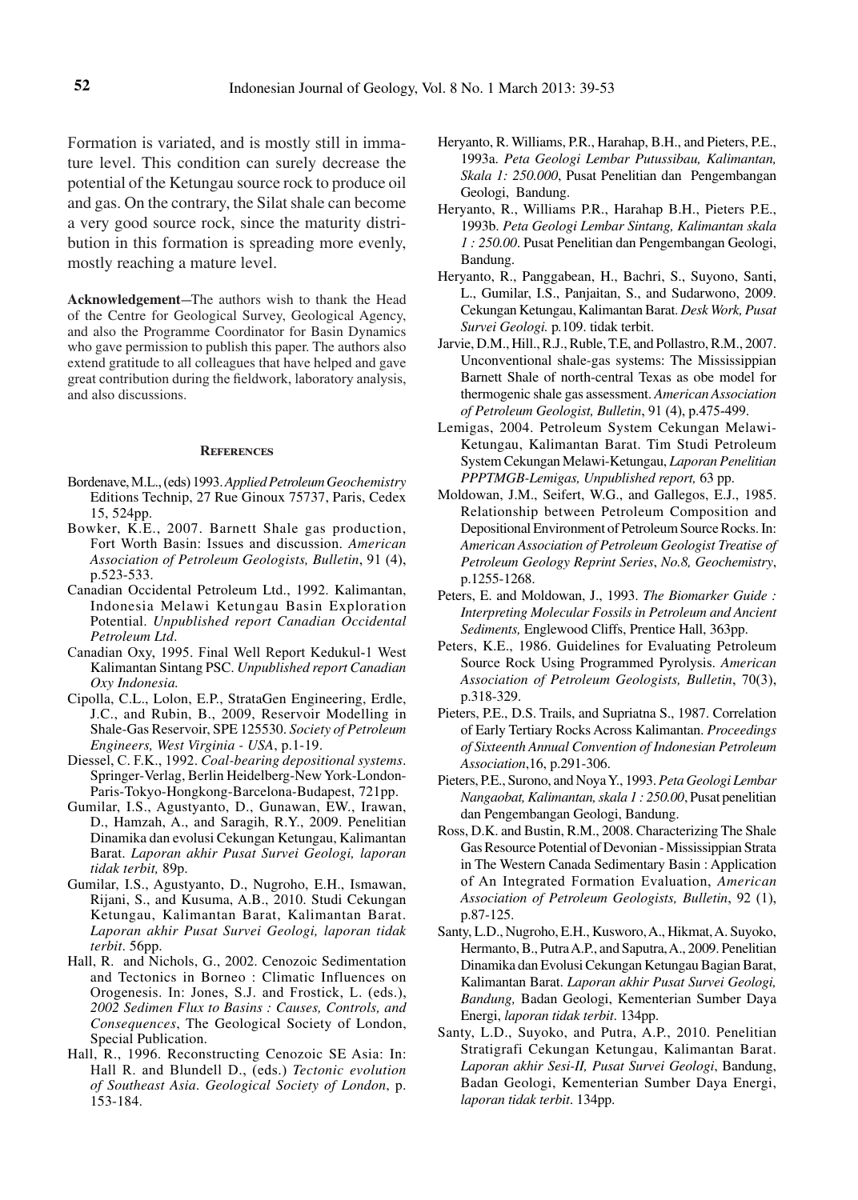Formation is variated, and is mostly still in immature level. This condition can surely decrease the potential of the Ketungau source rock to produce oil and gas. On the contrary, the Silat shale can become a very good source rock, since the maturity distribution in this formation is spreading more evenly, mostly reaching a mature level.

**Acknowledgement**—The authors wish to thank the Head of the Centre for Geological Survey, Geological Agency, and also the Programme Coordinator for Basin Dynamics who gave permission to publish this paper. The authors also extend gratitude to all colleagues that have helped and gave great contribution during the fieldwork, laboratory analysis, and also discussions.

## References

Bordenave, M.L., (eds) 1993. *Applied Petroleum Geochemistry* Editions Technip, 27 Rue Ginoux 75737, Paris, Cedex 15, 524pp.

Bowker, K.E., 2007. Barnett Shale gas production, Fort Worth Basin: Issues and discussion. *American Association of Petroleum Geologists, Bulletin*, 91 (4), p.523-533.

Canadian Occidental Petroleum Ltd., 1992. Kalimantan, Indonesia Melawi Ketungau Basin Exploration Potential. *Unpublished report Canadian Occidental Petroleum Ltd.*

Canadian Oxy, 1995. Final Well Report Kedukul-1 West Kalimantan Sintang PSC. *Unpublished report Canadian Oxy Indonesia.*

Cipolla, C.L., Lolon, E.P., StrataGen Engineering, Erdle, J.C., and Rubin, B., 2009, Reservoir Modelling in Shale-Gas Reservoir, SPE 125530. *Society of Petroleum Engineers, West Virginia - USA*, p.1-19.

Diessel, C. F.K., 1992. *Coal-bearing depositional systems*. Springer-Verlag, Berlin Heidelberg-New York-London-Paris-Tokyo-Hongkong-Barcelona-Budapest, 721pp.

Gumilar, I.S., Agustyanto, D., Gunawan, EW., Irawan, D., Hamzah, A., and Saragih, R.Y., 2009. Penelitian Dinamika dan evolusi Cekungan Ketungau, Kalimantan Barat. *Laporan akhir Pusat Survei Geologi, laporan tidak terbit,* 89p.

Gumilar, I.S., Agustyanto, D., Nugroho, E.H., Ismawan, Rijani, S., and Kusuma, A.B., 2010. Studi Cekungan Ketungau, Kalimantan Barat, Kalimantan Barat. *Laporan akhir Pusat Survei Geologi, laporan tidak terbit*. 56pp.

Hall, R. and Nichols, G., 2002. Cenozoic Sedimentation and Tectonics in Borneo : Climatic Influences on Orogenesis. In: Jones, S.J. and Frostick, L. (eds.), *2002 Sedimen Flux to Basins : Causes, Controls, and Consequences*, The Geological Society of London, Special Publication.

Hall, R., 1996. Reconstructing Cenozoic SE Asia: In: Hall R. and Blundell D., (eds.) *Tectonic evolution of Southeast Asia*. *Geological Society of London*, p. 153-184.

Heryanto, R. Williams, P.R., Harahap, B.H., and Pieters, P.E., 1993a. *Peta Geologi Lembar Putussibau, Kalimantan, Skala 1: 250.000*, Pusat Penelitian dan Pengembangan Geologi, Bandung.

Heryanto, R., Williams P.R., Harahap B.H., Pieters P.E., 1993b. *Peta Geologi Lembar Sintang, Kalimantan skala 1 : 250.00*. Pusat Penelitian dan Pengembangan Geologi, Bandung.

Heryanto, R., Panggabean, H., Bachri, S., Suyono, Santi, L., Gumilar, I.S., Panjaitan, S., and Sudarwono, 2009. Cekungan Ketungau, Kalimantan Barat. *Desk Work, Pusat Survei Geologi.* p.109. tidak terbit.

Jarvie, D.M., Hill., R.J., Ruble, T.E, and Pollastro, R.M., 2007. Unconventional shale-gas systems: The Mississippian Barnett Shale of north-central Texas as obe model for thermogenic shale gas assessment. *American Association of Petroleum Geologist, Bulletin*, 91 (4), p.475-499.

Lemigas, 2004. Petroleum System Cekungan Melawi-Ketungau, Kalimantan Barat. Tim Studi Petroleum System Cekungan Melawi-Ketungau, *Laporan Penelitian PPPTMGB-Lemigas, Unpublished report,* 63 pp.

Moldowan, J.M., Seifert, W.G., and Gallegos, E.J., 1985. Relationship between Petroleum Composition and Depositional Environment of Petroleum Source Rocks. In: *American Association of Petroleum Geologist Treatise of Petroleum Geology Reprint Series*, *No.8, Geochemistry*, p.1255-1268.

Peters, E. and Moldowan, J., 1993. *The Biomarker Guide : Interpreting Molecular Fossils in Petroleum and Ancient Sediments,* Englewood Cliffs, Prentice Hall, 363pp.

Peters, K.E., 1986. Guidelines for Evaluating Petroleum Source Rock Using Programmed Pyrolysis. *American Association of Petroleum Geologists, Bulletin*, 70(3), p.318-329.

Pieters, P.E., D.S. Trails, and Supriatna S., 1987. Correlation of Early Tertiary Rocks Across Kalimantan. *Proceedings of Sixteenth Annual Convention of Indonesian Petroleum Association*,16, p.291-306.

Pieters, P.E., Surono, and Noya Y., 1993. *Peta Geologi Lembar Nangaobat, Kalimantan, skala 1 : 250.00*, Pusat penelitian dan Pengembangan Geologi, Bandung.

Ross, D.K. and Bustin, R.M., 2008. Characterizing The Shale Gas Resource Potential of Devonian - Mississippian Strata in The Western Canada Sedimentary Basin : Application of An Integrated Formation Evaluation, *American Association of Petroleum Geologists, Bulletin*, 92 (1), p.87-125.

Santy, L.D., Nugroho, E.H., Kusworo, A., Hikmat, A. Suyoko, Hermanto, B., Putra A.P., and Saputra, A., 2009. Penelitian Dinamika dan Evolusi Cekungan Ketungau Bagian Barat, Kalimantan Barat. *Laporan akhir Pusat Survei Geologi, Bandung,* Badan Geologi, Kementerian Sumber Daya Energi, *laporan tidak terbit*. 134pp.

Santy, L.D., Suyoko, and Putra, A.P., 2010. Penelitian Stratigrafi Cekungan Ketungau, Kalimantan Barat. *Laporan akhir Sesi-II, Pusat Survei Geologi*, Bandung, Badan Geologi, Kementerian Sumber Daya Energi, *laporan tidak terbit*. 134pp.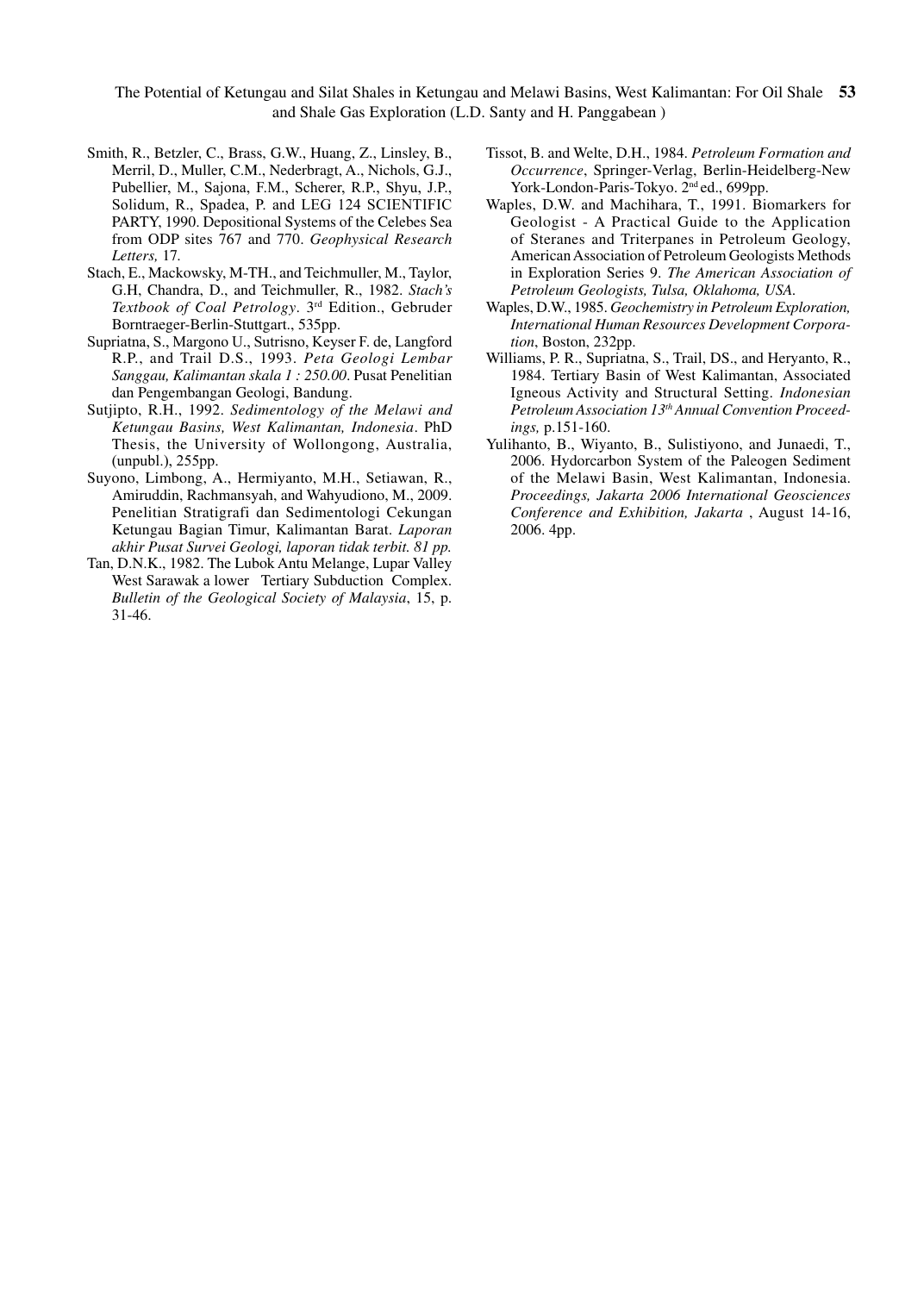Smith, R., Betzler, C., Brass, G.W., Huang, Z., Linsley, B., Merril, D., Muller, C.M., Nederbragt, A., Nichols, G.J., Pubellier, M., Sajona, F.M., Scherer, R.P., Shyu, J.P., Solidum, R., Spadea, P. and LEG 124 SCIENTIFIC PARTY, 1990. Depositional Systems of the Celebes Sea from ODP sites 767 and 770. *Geophysical Research Letters,* 17.

Stach, E., Mackowsky, M-TH., and Teichmuller, M., Taylor, G.H, Chandra, D., and Teichmuller, R., 1982. *Stach's Textbook of Coal Petrology*. 3rd Edition., Gebruder Borntraeger-Berlin-Stuttgart., 535pp.

Supriatna, S., Margono U., Sutrisno, Keyser F. de, Langford R.P., and Trail D.S., 1993. *Peta Geologi Lembar Sanggau, Kalimantan skala 1 : 250.00*. Pusat Penelitian dan Pengembangan Geologi, Bandung.

Sutjipto, R.H., 1992. *Sedimentology of the Melawi and Ketungau Basins, West Kalimantan, Indonesia*. PhD Thesis, the University of Wollongong, Australia, (unpubl.), 255pp.

Suyono, Limbong, A., Hermiyanto, M.H., Setiawan, R., Amiruddin, Rachmansyah, and Wahyudiono, M., 2009. Penelitian Stratigrafi dan Sedimentologi Cekungan Ketungau Bagian Timur, Kalimantan Barat. *Laporan akhir Pusat Survei Geologi, laporan tidak terbit. 81 pp.*

Tan, D.N.K., 1982. The Lubok Antu Melange, Lupar Valley West Sarawak a lower Tertiary Subduction Complex. *Bulletin of the Geological Society of Malaysia*, 15, p. 31-46.

Tissot, B. and Welte, D.H., 1984. *Petroleum Formation and Occurrence*, Springer-Verlag, Berlin-Heidelberg-New York-London-Paris-Tokyo. 2nd ed., 699pp.

Waples, D.W. and Machihara, T., 1991. Biomarkers for Geologist - A Practical Guide to the Application of Steranes and Triterpanes in Petroleum Geology, American Association of Petroleum Geologists Methods in Exploration Series 9. *The American Association of Petroleum Geologists, Tulsa, Oklahoma, USA.*

Waples, D.W., 1985. *Geochemistry in Petroleum Exploration, International Human Resources Development Corporation*, Boston, 232pp.

Williams, P. R., Supriatna, S., Trail, DS., and Heryanto, R., 1984. Tertiary Basin of West Kalimantan, Associated Igneous Activity and Structural Setting. *Indonesian Petroleum Association 13th Annual Convention Proceedings,* p.151-160.

Yulihanto, B., Wiyanto, B., Sulistiyono, and Junaedi, T., 2006. Hydorcarbon System of the Paleogen Sediment of the Melawi Basin, West Kalimantan, Indonesia. *Proceedings, Jakarta 2006 International Geosciences Conference and Exhibition, Jakarta* , August 14-16, 2006. 4pp.